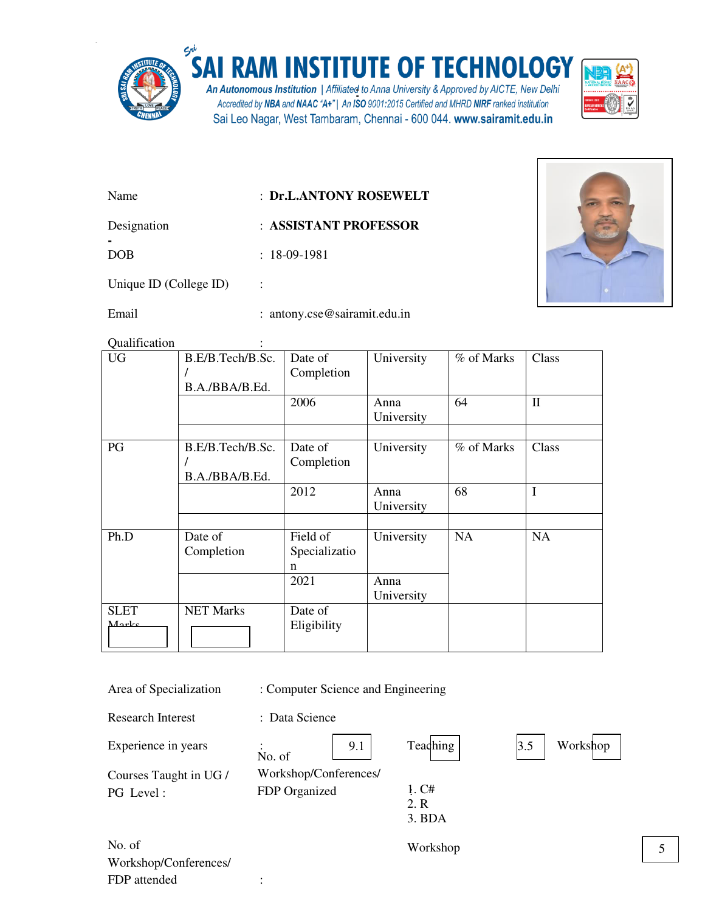# SAI RAM INSTITUTE OF TECHNOLOGY

An Autonomous Institution | Affiliated to Anna University & Approved by AICTE, New Delhi
Accredited by NBA and NAAC "A+" | An ISO 9001:2015 Certified and MHRD NIRF ranked institution
Sai Leo Nagar, West Tambaram, Chennai - 600 044. www.sairamit.edu.in

Name : **Dr.L.ANTONY ROSEWELT**

Designation : **ASSISTANT PROFESSOR**

DOB : 18-09-1981

Unique ID (College ID) :

Email : antony.cse@sairamit.edu.in

Qualification :

| UG | B.E/B.Tech/B.Sc. / B.A./BBA/B.Ed. | Date of Completion | University | % of Marks | Class |
|---|---|---|---|---|---|
| | | 2006 | Anna University | 64 | II |
| | | | | | |
| PG | B.E/B.Tech/B.Sc. / B.A./BBA/B.Ed. | Date of Completion | University | % of Marks | Class |
| | | 2012 | Anna University | 68 | I |
| | | | | | |
| Ph.D | Date of Completion | Field of Specialization | University | NA | NA |
| | | 2021 | Anna University | | |
| SLET Marks | NET Marks | Date of Eligibility | | | |

Area of Specialization : Computer Science and Engineering

Research Interest : Data Science

Experience in years : Teaching 9.1 | Workshop 3.5

No. of Workshop/Conferences/FDP Organized : Workshop

Courses Taught in UG / PG Level :

1. C#
2. R
3. BDA

No. of Workshop/Conferences/FDP attended : Workshop 5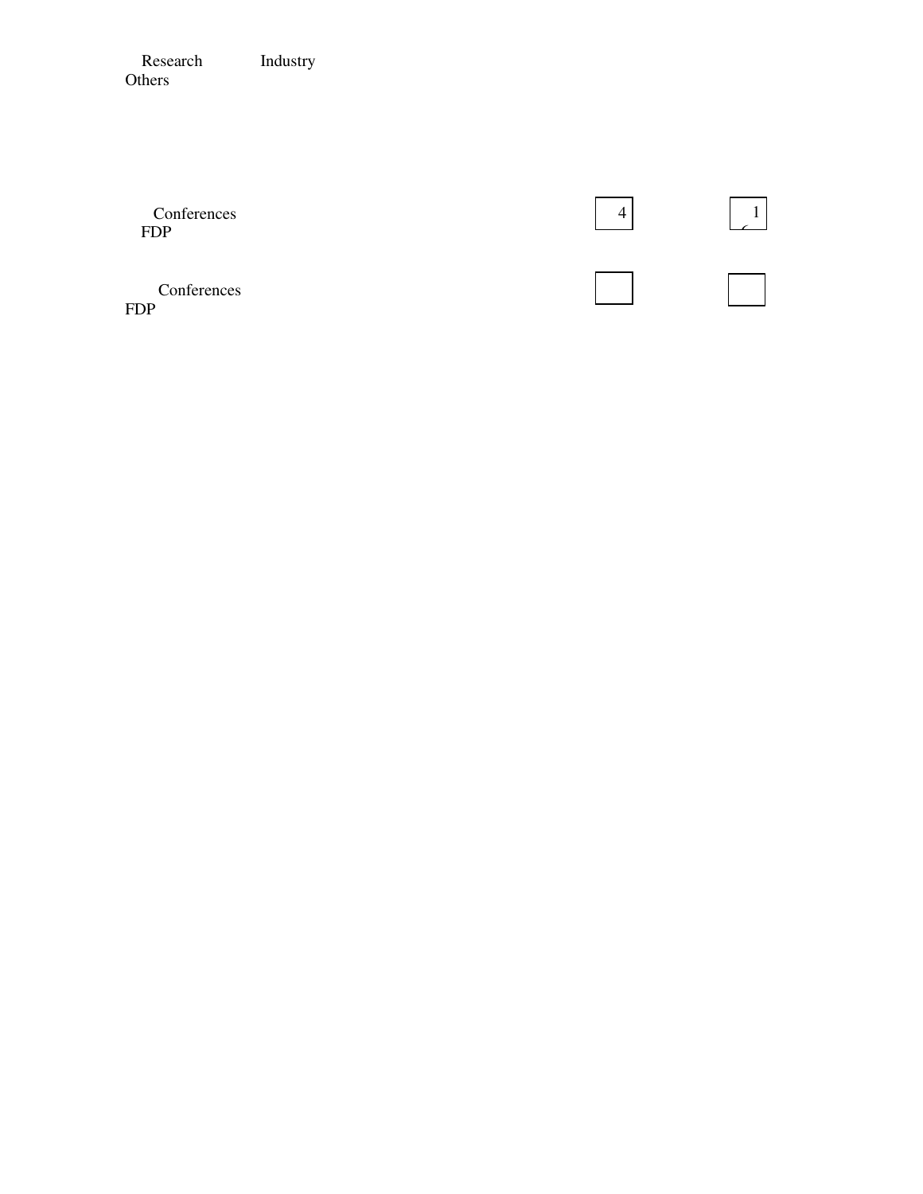Research Industry
Others

Conferences
FDP

4

1
(

Conferences
FDP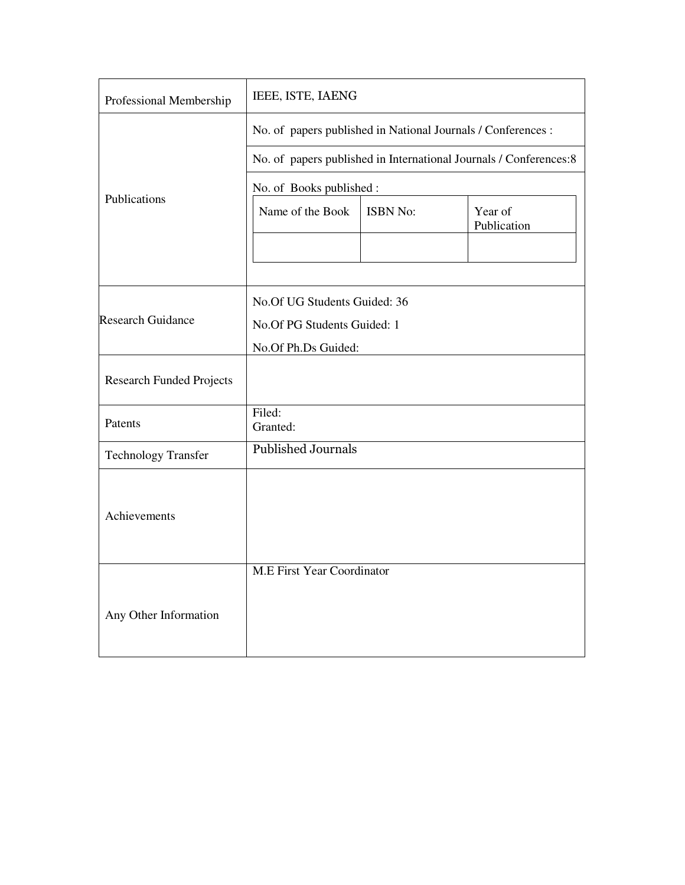| | |
|---|---|
| Professional Membership | IEEE, ISTE, IAENG |
| Publications | No. of papers published in National Journals / Conferences :<br>No. of papers published in International Journals / Conferences:8<br>No. of Books published : |
| Research Guidance | No.Of UG Students Guided: 36<br>No.Of PG Students Guided: 1<br>No.Of Ph.Ds Guided: |
| Research Funded Projects | |
| Patents | Filed:<br>Granted: |
| Technology Transfer | Published Journals |
| Achievements | |
| Any Other Information | M.E First Year Coordinator |

| Name of the Book | ISBN No: | Year of Publication |
|---|---|---|
| | | |